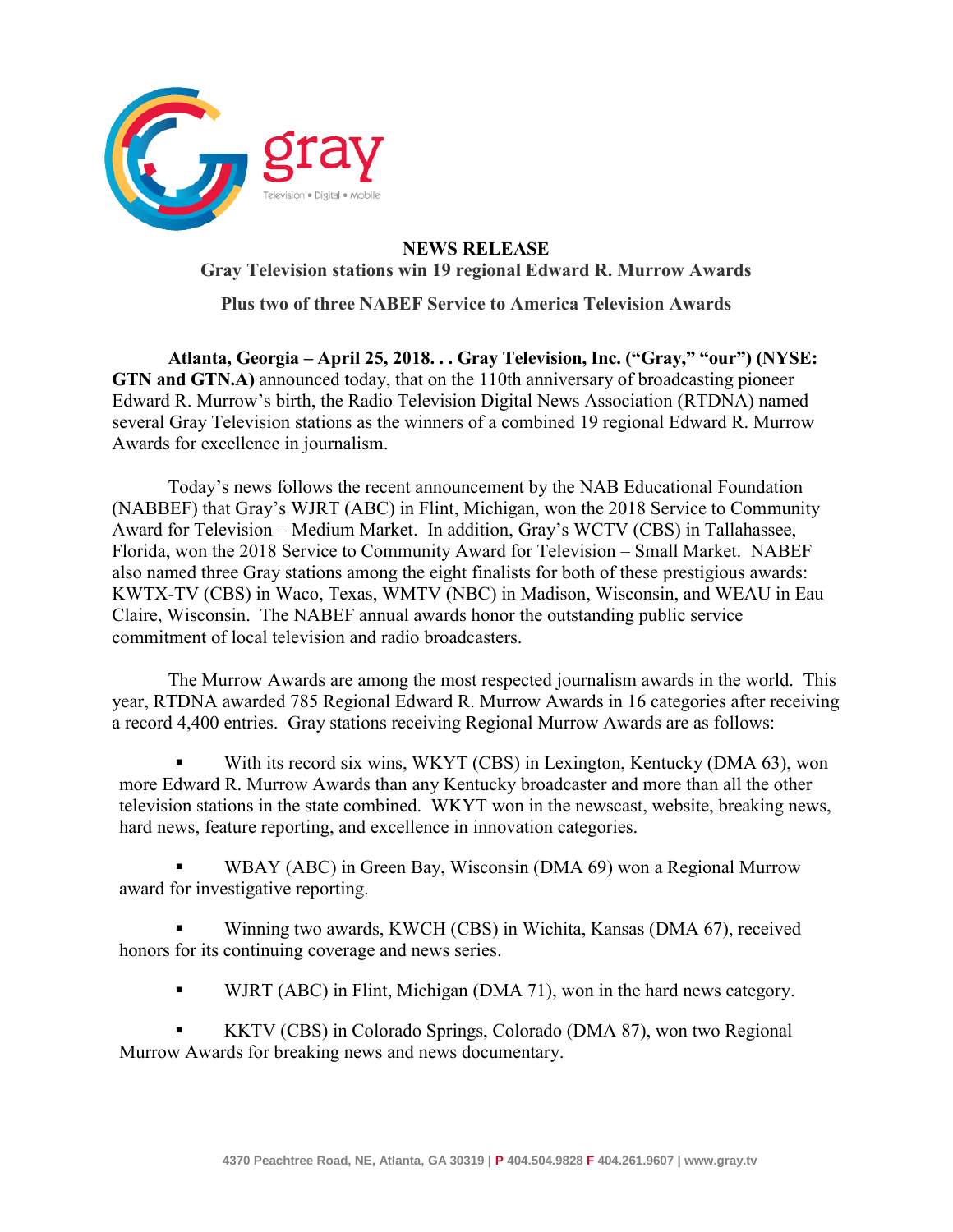gray

Television • Digital • Mobile

**NEWS RELEASE**

**Gray Television stations win 19 regional Edward R. Murrow Awards**

**Plus two of three NABEF Service to America Television Awards**

**Atlanta, Georgia – April 25, 2018. . . Gray Television, Inc. ("Gray," "our") (NYSE: GTN and GTN.A)** announced today, that on the 110th anniversary of broadcasting pioneer Edward R. Murrow's birth, the Radio Television Digital News Association (RTDNA) named several Gray Television stations as the winners of a combined 19 regional Edward R. Murrow Awards for excellence in journalism.

Today's news follows the recent announcement by the NAB Educational Foundation (NABBEF) that Gray's WJRT (ABC) in Flint, Michigan, won the 2018 Service to Community Award for Television – Medium Market. In addition, Gray's WCTV (CBS) in Tallahassee, Florida, won the 2018 Service to Community Award for Television – Small Market. NABEF also named three Gray stations among the eight finalists for both of these prestigious awards: KWTX-TV (CBS) in Waco, Texas, WMTV (NBC) in Madison, Wisconsin, and WEAU in Eau Claire, Wisconsin. The NABEF annual awards honor the outstanding public service commitment of local television and radio broadcasters.

The Murrow Awards are among the most respected journalism awards in the world. This year, RTDNA awarded 785 Regional Edward R. Murrow Awards in 16 categories after receiving a record 4,400 entries. Gray stations receiving Regional Murrow Awards are as follows:

- With its record six wins, WKYT (CBS) in Lexington, Kentucky (DMA 63), won more Edward R. Murrow Awards than any Kentucky broadcaster and more than all the other television stations in the state combined. WKYT won in the newscast, website, breaking news, hard news, feature reporting, and excellence in innovation categories.
- WBAY (ABC) in Green Bay, Wisconsin (DMA 69) won a Regional Murrow award for investigative reporting.
- Winning two awards, KWCH (CBS) in Wichita, Kansas (DMA 67), received honors for its continuing coverage and news series.
- WJRT (ABC) in Flint, Michigan (DMA 71), won in the hard news category.
- KKTV (CBS) in Colorado Springs, Colorado (DMA 87), won two Regional Murrow Awards for breaking news and news documentary.

4370 Peachtree Road, NE, Atlanta, GA 30319 | **P** 404.504.9828 **F** 404.261.9607 | www.gray.tv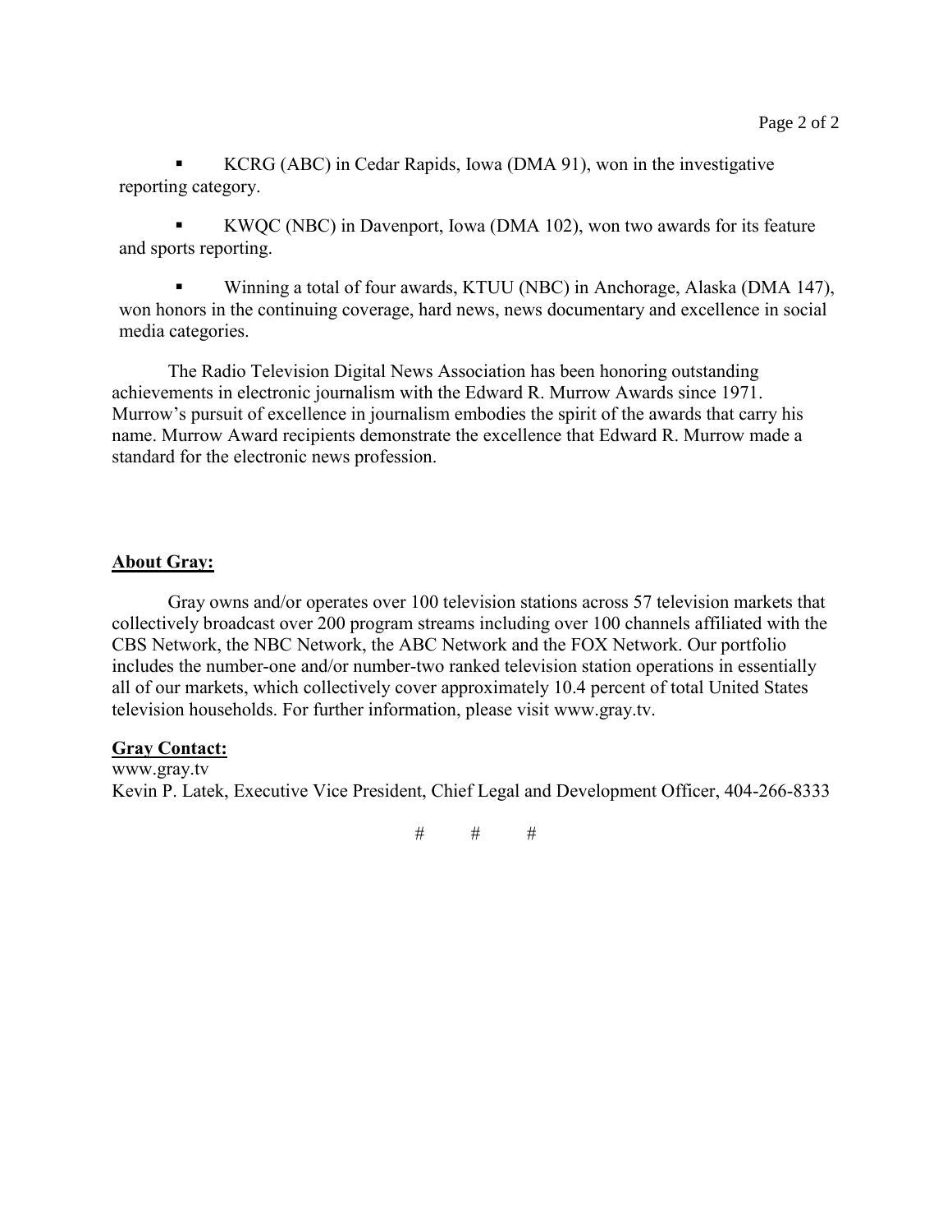- KCRG (ABC) in Cedar Rapids, Iowa (DMA 91), won in the investigative reporting category.

- KWQC (NBC) in Davenport, Iowa (DMA 102), won two awards for its feature and sports reporting.

- Winning a total of four awards, KTUU (NBC) in Anchorage, Alaska (DMA 147), won honors in the continuing coverage, hard news, news documentary and excellence in social media categories.

The Radio Television Digital News Association has been honoring outstanding achievements in electronic journalism with the Edward R. Murrow Awards since 1971. Murrow's pursuit of excellence in journalism embodies the spirit of the awards that carry his name. Murrow Award recipients demonstrate the excellence that Edward R. Murrow made a standard for the electronic news profession.

**About Gray:**

Gray owns and/or operates over 100 television stations across 57 television markets that collectively broadcast over 200 program streams including over 100 channels affiliated with the CBS Network, the NBC Network, the ABC Network and the FOX Network. Our portfolio includes the number-one and/or number-two ranked television station operations in essentially all of our markets, which collectively cover approximately 10.4 percent of total United States television households. For further information, please visit www.gray.tv.

**Gray Contact:**

www.gray.tv
Kevin P. Latek, Executive Vice President, Chief Legal and Development Officer, 404-266-8333

# # #